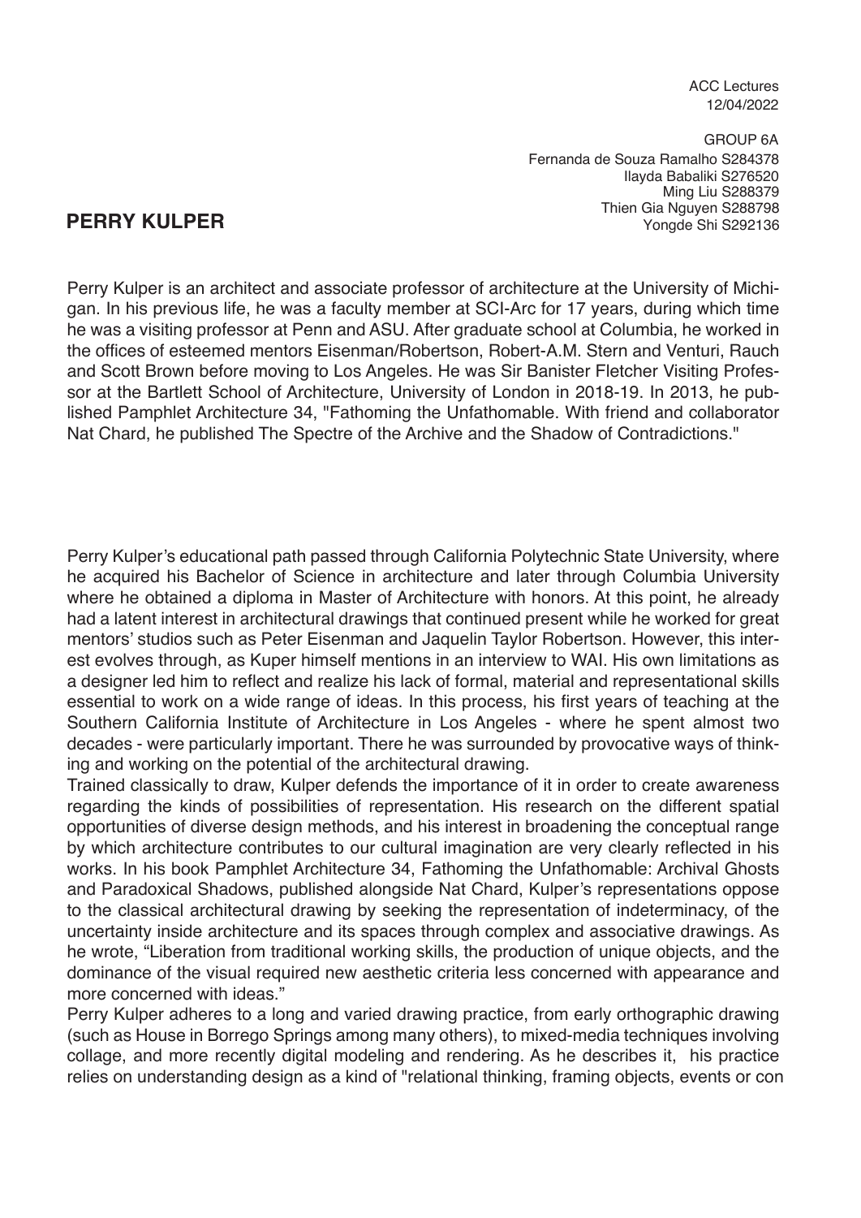ACC Lectures
12/04/2022

GROUP 6A
Fernanda de Souza Ramalho S284378
Ilayda Babaliki S276520
Ming Liu S288379
Thien Gia Nguyen S288798
Yongde Shi S292136

## PERRY KULPER

Perry Kulper is an architect and associate professor of architecture at the University of Michigan. In his previous life, he was a faculty member at SCI-Arc for 17 years, during which time he was a visiting professor at Penn and ASU. After graduate school at Columbia, he worked in the offices of esteemed mentors Eisenman/Robertson, Robert-A.M. Stern and Venturi, Rauch and Scott Brown before moving to Los Angeles. He was Sir Banister Fletcher Visiting Professor at the Bartlett School of Architecture, University of London in 2018-19. In 2013, he published Pamphlet Architecture 34, "Fathoming the Unfathomable. With friend and collaborator Nat Chard, he published The Spectre of the Archive and the Shadow of Contradictions."

Perry Kulper's educational path passed through California Polytechnic State University, where he acquired his Bachelor of Science in architecture and later through Columbia University where he obtained a diploma in Master of Architecture with honors. At this point, he already had a latent interest in architectural drawings that continued present while he worked for great mentors' studios such as Peter Eisenman and Jaquelin Taylor Robertson. However, this interest evolves through, as Kuper himself mentions in an interview to WAI. His own limitations as a designer led him to reflect and realize his lack of formal, material and representational skills essential to work on a wide range of ideas. In this process, his first years of teaching at the Southern California Institute of Architecture in Los Angeles - where he spent almost two decades - were particularly important. There he was surrounded by provocative ways of thinking and working on the potential of the architectural drawing.

Trained classically to draw, Kulper defends the importance of it in order to create awareness regarding the kinds of possibilities of representation. His research on the different spatial opportunities of diverse design methods, and his interest in broadening the conceptual range by which architecture contributes to our cultural imagination are very clearly reflected in his works. In his book Pamphlet Architecture 34, Fathoming the Unfathomable: Archival Ghosts and Paradoxical Shadows, published alongside Nat Chard, Kulper's representations oppose to the classical architectural drawing by seeking the representation of indeterminacy, of the uncertainty inside architecture and its spaces through complex and associative drawings. As he wrote, "Liberation from traditional working skills, the production of unique objects, and the dominance of the visual required new aesthetic criteria less concerned with appearance and more concerned with ideas."

Perry Kulper adheres to a long and varied drawing practice, from early orthographic drawing (such as House in Borrego Springs among many others), to mixed-media techniques involving collage, and more recently digital modeling and rendering. As he describes it, his practice relies on understanding design as a kind of "relational thinking, framing objects, events or con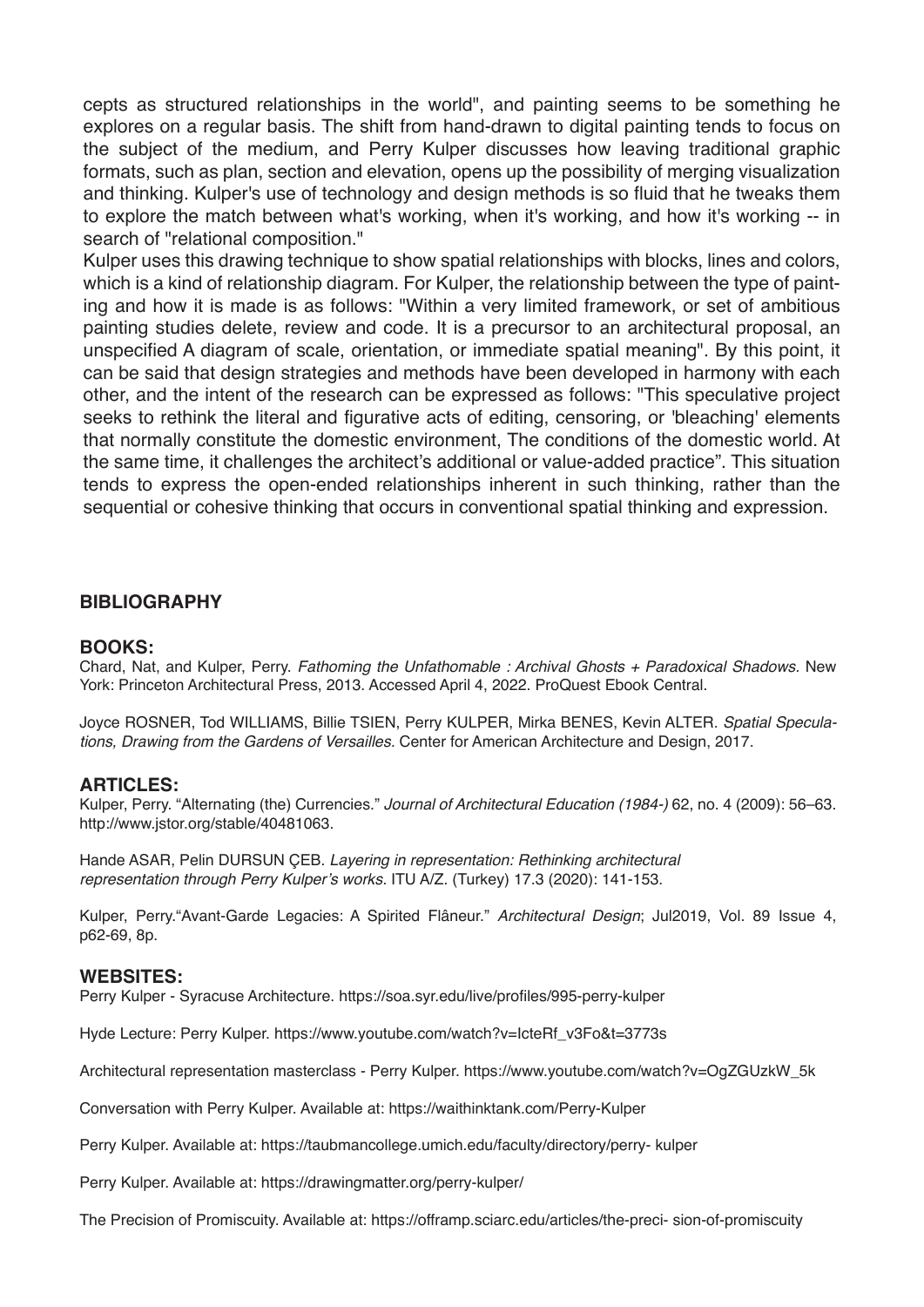cepts as structured relationships in the world", and painting seems to be something he explores on a regular basis. The shift from hand-drawn to digital painting tends to focus on the subject of the medium, and Perry Kulper discusses how leaving traditional graphic formats, such as plan, section and elevation, opens up the possibility of merging visualization and thinking. Kulper's use of technology and design methods is so fluid that he tweaks them to explore the match between what's working, when it's working, and how it's working -- in search of "relational composition."

Kulper uses this drawing technique to show spatial relationships with blocks, lines and colors, which is a kind of relationship diagram. For Kulper, the relationship between the type of painting and how it is made is as follows: "Within a very limited framework, or set of ambitious painting studies delete, review and code. It is a precursor to an architectural proposal, an unspecified A diagram of scale, orientation, or immediate spatial meaning". By this point, it can be said that design strategies and methods have been developed in harmony with each other, and the intent of the research can be expressed as follows: "This speculative project seeks to rethink the literal and figurative acts of editing, censoring, or 'bleaching' elements that normally constitute the domestic environment, The conditions of the domestic world. At the same time, it challenges the architect's additional or value-added practice". This situation tends to express the open-ended relationships inherent in such thinking, rather than the sequential or cohesive thinking that occurs in conventional spatial thinking and expression.

## BIBLIOGRAPHY

### BOOKS:

Chard, Nat, and Kulper, Perry. *Fathoming the Unfathomable : Archival Ghosts + Paradoxical Shadows.* New York: Princeton Architectural Press, 2013. Accessed April 4, 2022. ProQuest Ebook Central.

Joyce ROSNER, Tod WILLIAMS, Billie TSIEN, Perry KULPER, Mirka BENES, Kevin ALTER. *Spatial Speculations, Drawing from the Gardens of Versailles.* Center for American Architecture and Design, 2017.

### ARTICLES:

Kulper, Perry. "Alternating (the) Currencies." *Journal of Architectural Education (1984-)* 62, no. 4 (2009): 56–63. http://www.jstor.org/stable/40481063.

Hande ASAR, Pelin DURSUN ÇEB. *Layering in representation: Rethinking architectural representation through Perry Kulper's works*. ITU A/Z. (Turkey) 17.3 (2020): 141-153.

Kulper, Perry."Avant-Garde Legacies: A Spirited Flâneur." *Architectural Design*; Jul2019, Vol. 89 Issue 4, p62-69, 8p.

### WEBSITES:

Perry Kulper - Syracuse Architecture. https://soa.syr.edu/live/profiles/995-perry-kulper

Hyde Lecture: Perry Kulper. https://www.youtube.com/watch?v=IcteRf_v3Fo&t=3773s

Architectural representation masterclass - Perry Kulper. https://www.youtube.com/watch?v=OgZGUzkW_5k

Conversation with Perry Kulper. Available at: https://waithinktank.com/Perry-Kulper

Perry Kulper. Available at: https://taubmancollege.umich.edu/faculty/directory/perry- kulper

Perry Kulper. Available at: https://drawingmatter.org/perry-kulper/

The Precision of Promiscuity. Available at: https://offramp.sciarc.edu/articles/the-preci- sion-of-promiscuity